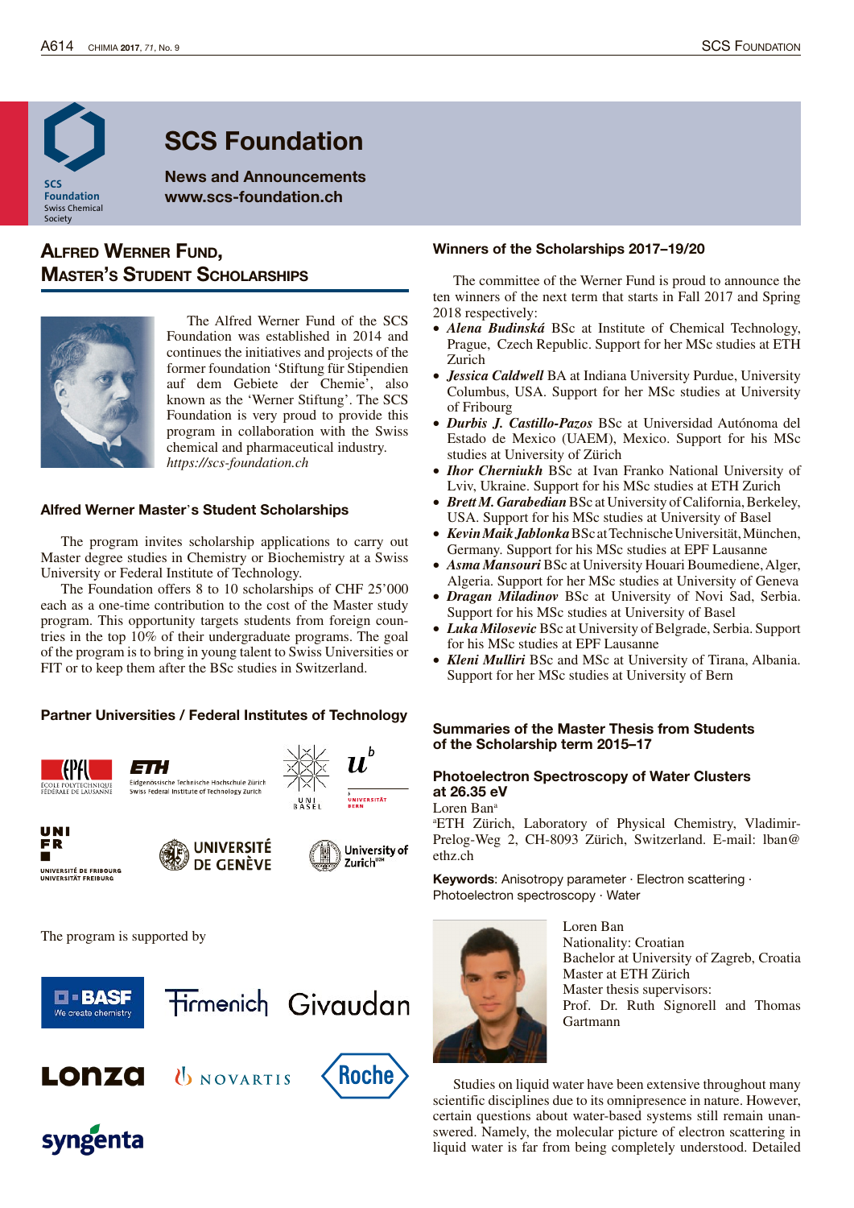# SCS Foundation

**News and Announcements**
**www.scs-foundation.ch**

## Alfred Werner Fund, Master's Student Scholarships

The Alfred Werner Fund of the SCS Foundation was established in 2014 and continues the initiatives and projects of the former foundation 'Stiftung für Stipendien auf dem Gebiete der Chemie', also known as the 'Werner Stiftung'. The SCS Foundation is very proud to provide this program in collaboration with the Swiss chemical and pharmaceutical industry.
*https://scs-foundation.ch*

### Alfred Werner Master's Student Scholarships

The program invites scholarship applications to carry out Master degree studies in Chemistry or Biochemistry at a Swiss University or Federal Institute of Technology.

The Foundation offers 8 to 10 scholarships of CHF 25'000 each as a one-time contribution to the cost of the Master study program. This opportunity targets students from foreign countries in the top 10% of their undergraduate programs. The goal of the program is to bring in young talent to Swiss Universities or FIT or to keep them after the BSc studies in Switzerland.

### Partner Universities / Federal Institutes of Technology

École Polytechnique Fédérale de Lausanne (EPFL) · ETH Eidgenössische Technische Hochschule Zürich / Swiss Federal Institute of Technology Zurich · Universität Basel · Universität Bern · Université de Fribourg / Universität Freiburg · Université de Genève · University of Zurich

The program is supported by

BASF · Firmenich · Givaudan · Lonza · Novartis · Roche · Syngenta

### Winners of the Scholarships 2017–19/20

The committee of the Werner Fund is proud to announce the ten winners of the next term that starts in Fall 2017 and Spring 2018 respectively:

- ***Alena Budinská*** BSc at Institute of Chemical Technology, Prague, Czech Republic. Support for her MSc studies at ETH Zurich
- ***Jessica Caldwell*** BA at Indiana University Purdue, University Columbus, USA. Support for her MSc studies at University of Fribourg
- ***Durbis J. Castillo-Pazos*** BSc at Universidad Autónoma del Estado de Mexico (UAEM), Mexico. Support for his MSc studies at University of Zürich
- ***Ihor Cherniukh*** BSc at Ivan Franko National University of Lviv, Ukraine. Support for his MSc studies at ETH Zurich
- ***Brett M. Garabedian*** BSc at University of California, Berkeley, USA. Support for his MSc studies at University of Basel
- ***Kevin Maik Jablonka*** BSc at Technische Universität, München, Germany. Support for his MSc studies at EPF Lausanne
- ***Asma Mansouri*** BSc at University Houari Boumediene, Alger, Algeria. Support for her MSc studies at University of Geneva
- ***Dragan Miladinov*** BSc at University of Novi Sad, Serbia. Support for his MSc studies at University of Basel
- ***Luka Milosevic*** BSc at University of Belgrade, Serbia. Support for his MSc studies at EPF Lausanne
- ***Kleni Mulliri*** BSc and MSc at University of Tirana, Albania. Support for her MSc studies at University of Bern

### Summaries of the Master Thesis from Students of the Scholarship term 2015–17

#### Photoelectron Spectroscopy of Water Clusters at 26.35 eV

Loren Ban[a]

[a]ETH Zürich, Laboratory of Physical Chemistry, Vladimir-Prelog-Weg 2, CH-8093 Zürich, Switzerland. E-mail: lban@ethz.ch

**Keywords**: Anisotropy parameter · Electron scattering · Photoelectron spectroscopy · Water

Loren Ban
Nationality: Croatian
Bachelor at University of Zagreb, Croatia
Master at ETH Zürich
Master thesis supervisors:
Prof. Dr. Ruth Signorell and Thomas Gartmann

Studies on liquid water have been extensive throughout many scientific disciplines due to its omnipresence in nature. However, certain questions about water-based systems still remain unanswered. Namely, the molecular picture of electron scattering in liquid water is far from being completely understood. Detailed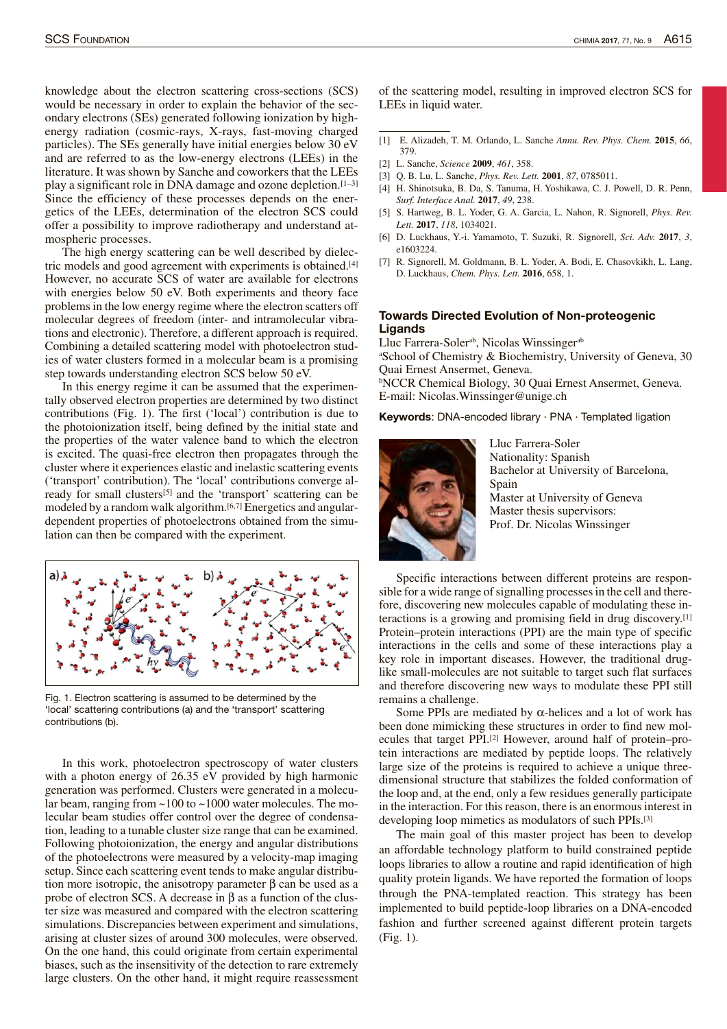knowledge about the electron scattering cross-sections (SCS) would be necessary in order to explain the behavior of the secondary electrons (SEs) generated following ionization by high-energy radiation (cosmic-rays, X-rays, fast-moving charged particles). The SEs generally have initial energies below 30 eV and are referred to as the low-energy electrons (LEEs) in the literature. It was shown by Sanche and coworkers that the LEEs play a significant role in DNA damage and ozone depletion.[1–3] Since the efficiency of these processes depends on the energetics of the LEEs, determination of the electron SCS could offer a possibility to improve radiotherapy and understand atmospheric processes.

The high energy scattering can be well described by dielectric models and good agreement with experiments is obtained.[4] However, no accurate SCS of water are available for electrons with energies below 50 eV. Both experiments and theory face problems in the low energy regime where the electron scatters off molecular degrees of freedom (inter- and intramolecular vibrations and electronic). Therefore, a different approach is required. Combining a detailed scattering model with photoelectron studies of water clusters formed in a molecular beam is a promising step towards understanding electron SCS below 50 eV.

In this energy regime it can be assumed that the experimentally observed electron properties are determined by two distinct contributions (Fig. 1). The first ('local') contribution is due to the photoionization itself, being defined by the initial state and the properties of the water valence band to which the electron is excited. The quasi-free electron then propagates through the cluster where it experiences elastic and inelastic scattering events ('transport' contribution). The 'local' contributions converge already for small clusters[5] and the 'transport' scattering can be modeled by a random walk algorithm.[6,7] Energetics and angular-dependent properties of photoelectrons obtained from the simulation can then be compared with the experiment.

Fig. 1. Electron scattering is assumed to be determined by the 'local' scattering contributions (a) and the 'transport' scattering contributions (b).

In this work, photoelectron spectroscopy of water clusters with a photon energy of 26.35 eV provided by high harmonic generation was performed. Clusters were generated in a molecular beam, ranging from ~100 to ~1000 water molecules. The molecular beam studies offer control over the degree of condensation, leading to a tunable cluster size range that can be examined. Following photoionization, the energy and angular distributions of the photoelectrons were measured by a velocity-map imaging setup. Since each scattering event tends to make angular distribution more isotropic, the anisotropy parameter $\beta$ can be used as a probe of electron SCS. A decrease in $\beta$ as a function of the cluster size was measured and compared with the electron scattering simulations. Discrepancies between experiment and simulations, arising at cluster sizes of around 300 molecules, were observed. On the one hand, this could originate from certain experimental biases, such as the insensitivity of the detection to rare extremely large clusters. On the other hand, it might require reassessment of the scattering model, resulting in improved electron SCS for LEEs in liquid water.

[1] E. Alizadeh, T. M. Orlando, L. Sanche *Annu. Rev. Phys. Chem.* **2015**, *66*, 379.
[2] L. Sanche, *Science* **2009**, *461*, 358.
[3] Q. B. Lu, L. Sanche, *Phys. Rev. Lett.* **2001**, *87*, 0785011.
[4] H. Shinotsuka, B. Da, S. Tanuma, H. Yoshikawa, C. J. Powell, D. R. Penn, *Surf. Interface Anal.* **2017**, *49*, 238.
[5] S. Hartweg, B. L. Yoder, G. A. Garcia, L. Nahon, R. Signorell, *Phys. Rev. Lett.* **2017**, *118*, 1034021.
[6] D. Luckhaus, Y.-i. Yamamoto, T. Suzuki, R. Signorell, *Sci. Adv.* **2017**, *3*, e1603224.
[7] R. Signorell, M. Goldmann, B. L. Yoder, A. Bodi, E. Chasovkikh, L. Lang, D. Luckhaus, *Chem. Phys. Lett.* **2016**, 658, 1.

## Towards Directed Evolution of Non-proteogenic Ligands

Lluc Farrera-Soler[ab], Nicolas Winssinger[ab]

[a]School of Chemistry & Biochemistry, University of Geneva, 30 Quai Ernest Ansermet, Geneva.
[b]NCCR Chemical Biology, 30 Quai Ernest Ansermet, Geneva.
E-mail: Nicolas.Winssinger@unige.ch

**Keywords**: DNA-encoded library · PNA · Templated ligation

Lluc Farrera-Soler
Nationality: Spanish
Bachelor at University of Barcelona, Spain
Master at University of Geneva
Master thesis supervisors:
Prof. Dr. Nicolas Winssinger

Specific interactions between different proteins are responsible for a wide range of signalling processes in the cell and therefore, discovering new molecules capable of modulating these interactions is a growing and promising field in drug discovery.[1] Protein–protein interactions (PPI) are the main type of specific interactions in the cells and some of these interactions play a key role in important diseases. However, the traditional drug-like small-molecules are not suitable to target such flat surfaces and therefore discovering new ways to modulate these PPI still remains a challenge.

Some PPIs are mediated by $\alpha$-helices and a lot of work has been done mimicking these structures in order to find new molecules that target PPI.[2] However, around half of protein–protein interactions are mediated by peptide loops. The relatively large size of the proteins is required to achieve a unique three-dimensional structure that stabilizes the folded conformation of the loop and, at the end, only a few residues generally participate in the interaction. For this reason, there is an enormous interest in developing loop mimetics as modulators of such PPIs.[3]

The main goal of this master project has been to develop an affordable technology platform to build constrained peptide loops libraries to allow a routine and rapid identification of high quality protein ligands. We have reported the formation of loops through the PNA-templated reaction. This strategy has been implemented to build peptide-loop libraries on a DNA-encoded fashion and further screened against different protein targets (Fig. 1).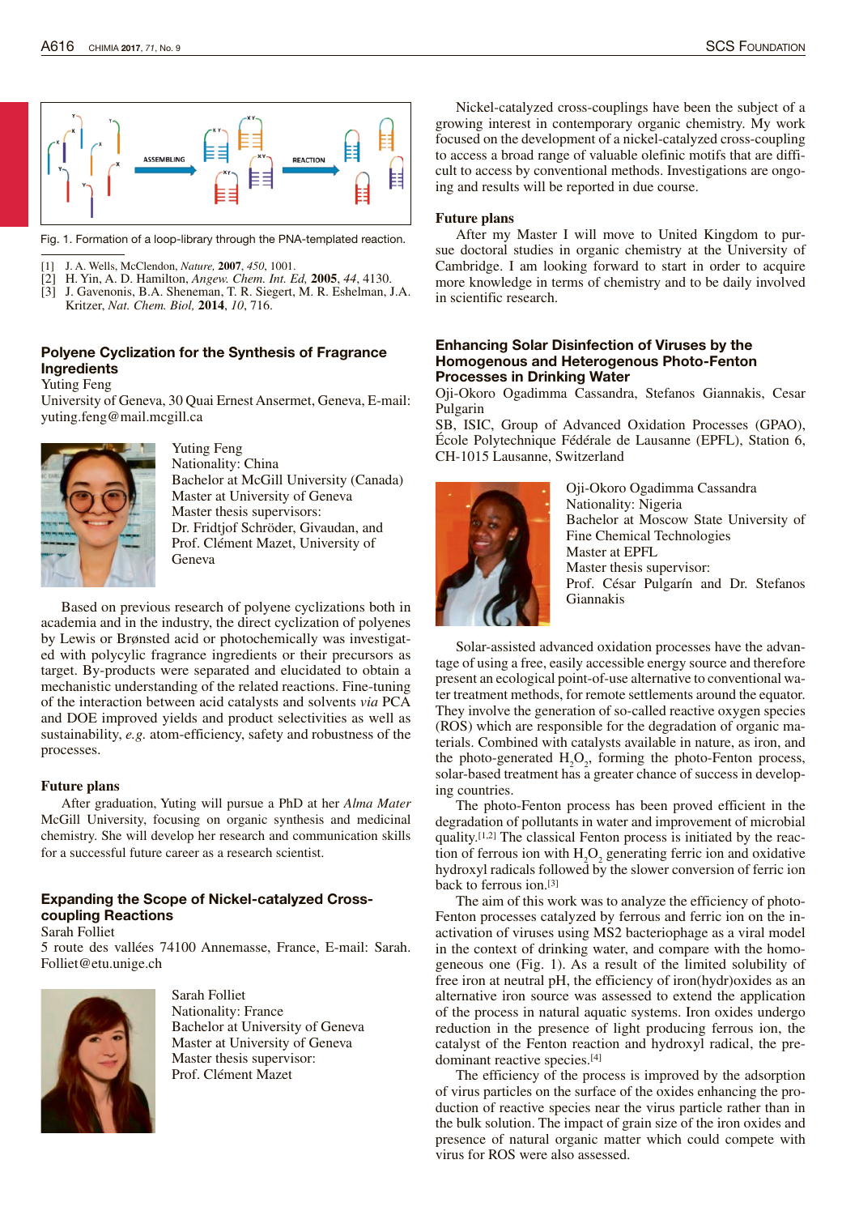Fig. 1. Formation of a loop-library through the PNA-templated reaction.

[1] J. A. Wells, McClendon, *Nature*, **2007**, *450*, 1001.
[2] H. Yin, A. D. Hamilton, *Angew. Chem. Int. Ed*, **2005**, *44*, 4130.
[3] J. Gavenonis, B.A. Sheneman, T. R. Siegert, M. R. Eshelman, J.A. Kritzer, *Nat. Chem. Biol*, **2014**, *10*, 716.

## Polyene Cyclization for the Synthesis of Fragrance Ingredients

Yuting Feng

University of Geneva, 30 Quai Ernest Ansermet, Geneva, E-mail: yuting.feng@mail.mcgill.ca

Yuting Feng
Nationality: China
Bachelor at McGill University (Canada)
Master at University of Geneva
Master thesis supervisors:
Dr. Fridtjof Schröder, Givaudan, and Prof. Clément Mazet, University of Geneva

Based on previous research of polyene cyclizations both in academia and in the industry, the direct cyclization of polyenes by Lewis or Brønsted acid or photochemically was investigated with polycylic fragrance ingredients or their precursors as target. By-products were separated and elucidated to obtain a mechanistic understanding of the related reactions. Fine-tuning of the interaction between acid catalysts and solvents *via* PCA and DOE improved yields and product selectivities as well as sustainability, *e.g.* atom-efficiency, safety and robustness of the processes.

### Future plans

After graduation, Yuting will pursue a PhD at her *Alma Mater* McGill University, focusing on organic synthesis and medicinal chemistry. She will develop her research and communication skills for a successful future career as a research scientist.

## Expanding the Scope of Nickel-catalyzed Cross-coupling Reactions

Sarah Folliet

5 route des vallées 74100 Annemasse, France, E-mail: Sarah.Folliet@etu.unige.ch

Sarah Folliet
Nationality: France
Bachelor at University of Geneva
Master at University of Geneva
Master thesis supervisor:
Prof. Clément Mazet

Nickel-catalyzed cross-couplings have been the subject of a growing interest in contemporary organic chemistry. My work focused on the development of a nickel-catalyzed cross-coupling to access a broad range of valuable olefinic motifs that are difficult to access by conventional methods. Investigations are ongoing and results will be reported in due course.

### Future plans

After my Master I will move to United Kingdom to pursue doctoral studies in organic chemistry at the University of Cambridge. I am looking forward to start in order to acquire more knowledge in terms of chemistry and to be daily involved in scientific research.

## Enhancing Solar Disinfection of Viruses by the Homogenous and Heterogenous Photo-Fenton Processes in Drinking Water

Oji-Okoro Ogadimma Cassandra, Stefanos Giannakis, Cesar Pulgarin

SB, ISIC, Group of Advanced Oxidation Processes (GPAO), École Polytechnique Fédérale de Lausanne (EPFL), Station 6, CH-1015 Lausanne, Switzerland

Oji-Okoro Ogadimma Cassandra
Nationality: Nigeria
Bachelor at Moscow State University of Fine Chemical Technologies
Master at EPFL
Master thesis supervisor:
Prof. César Pulgarín and Dr. Stefanos Giannakis

Solar-assisted advanced oxidation processes have the advantage of using a free, easily accessible energy source and therefore present an ecological point-of-use alternative to conventional water treatment methods, for remote settlements around the equator. They involve the generation of so-called reactive oxygen species (ROS) which are responsible for the degradation of organic materials. Combined with catalysts available in nature, as iron, and the photo-generated $H_2O_2$, forming the photo-Fenton process, solar-based treatment has a greater chance of success in developing countries.

The photo-Fenton process has been proved efficient in the degradation of pollutants in water and improvement of microbial quality.[1,2] The classical Fenton process is initiated by the reaction of ferrous ion with $H_2O_2$ generating ferric ion and oxidative hydroxyl radicals followed by the slower conversion of ferric ion back to ferrous ion.[3]

The aim of this work was to analyze the efficiency of photo-Fenton processes catalyzed by ferrous and ferric ion on the inactivation of viruses using MS2 bacteriophage as a viral model in the context of drinking water, and compare with the homogeneous one (Fig. 1). As a result of the limited solubility of free iron at neutral pH, the efficiency of iron(hydr)oxides as an alternative iron source was assessed to extend the application of the process in natural aquatic systems. Iron oxides undergo reduction in the presence of light producing ferrous ion, the catalyst of the Fenton reaction and hydroxyl radical, the predominant reactive species.[4]

The efficiency of the process is improved by the adsorption of the virus particles on the surface of the oxides enhancing the production of reactive species near the virus particle rather than in the bulk solution. The impact of grain size of the iron oxides and presence of natural organic matter which could compete with virus for ROS were also assessed.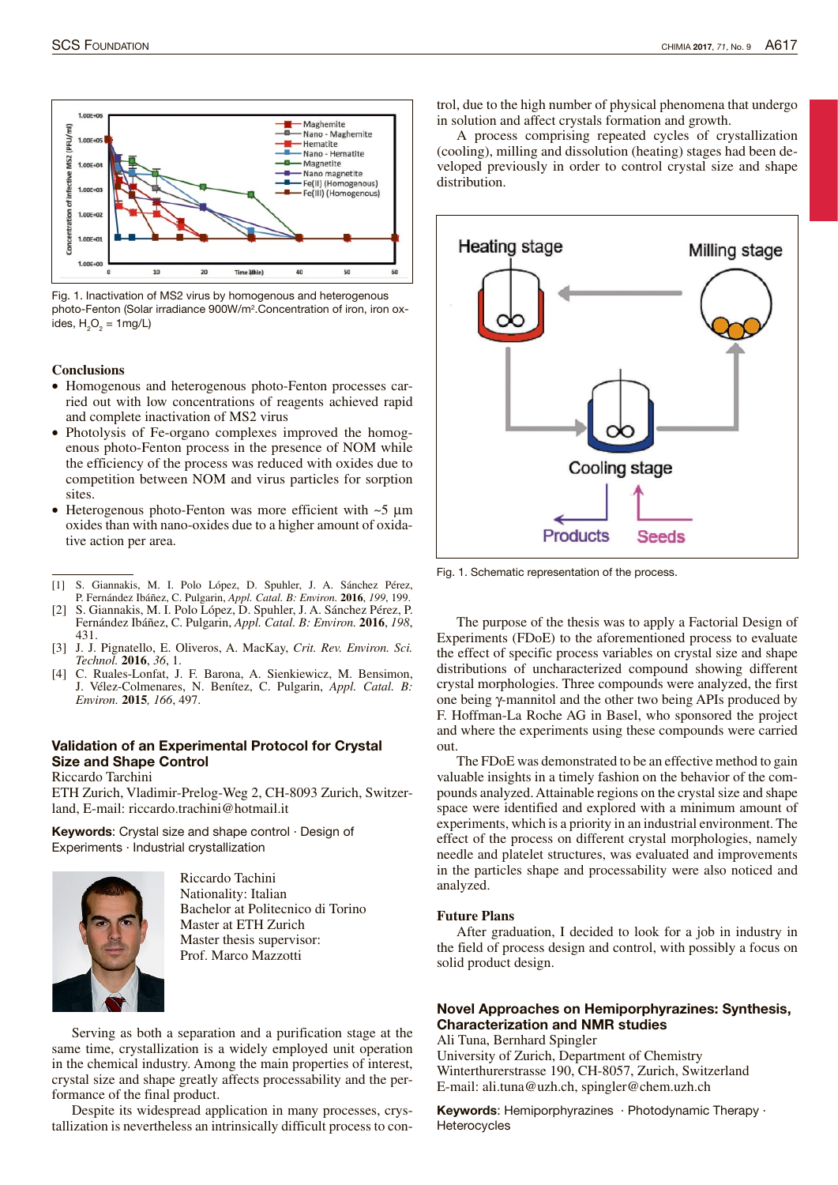Fig. 1. Inactivation of MS2 virus by homogenous and heterogenous photo-Fenton (Solar irradiance 900W/m². Concentration of iron, iron oxides, $H_2O_2$ = 1mg/L)

### Conclusions

- Homogenous and heterogenous photo-Fenton processes carried out with low concentrations of reagents achieved rapid and complete inactivation of MS2 virus
- Photolysis of Fe-organo complexes improved the homogenous photo-Fenton process in the presence of NOM while the efficiency of the process was reduced with oxides due to competition between NOM and virus particles for sorption sites.
- Heterogenous photo-Fenton was more efficient with ~5 µm oxides than with nano-oxides due to a higher amount of oxidative action per area.

[1] S. Giannakis, M. I. Polo López, D. Spuhler, J. A. Sánchez Pérez, P. Fernández Ibáñez, C. Pulgarin, *Appl. Catal. B: Environ.* **2016**, *199*, 199.
[2] S. Giannakis, M. I. Polo López, D. Spuhler, J. A. Sánchez Pérez, P. Fernández Ibáñez, C. Pulgarin, *Appl. Catal. B: Environ.* **2016**, *198*, 431.
[3] J. J. Pignatello, E. Oliveros, A. MacKay, *Crit. Rev. Environ. Sci. Technol.* **2016**, *36*, 1.
[4] C. Ruales-Lonfat, J. F. Barona, A. Sienkiewicz, M. Bensimon, J. Vélez-Colmenares, N. Benítez, C. Pulgarin, *Appl. Catal. B: Environ.* **2015**, *166*, 497.

## Validation of an Experimental Protocol for Crystal Size and Shape Control

Riccardo Tarchini
ETH Zurich, Vladimir-Prelog-Weg 2, CH-8093 Zurich, Switzerland, E-mail: riccardo.trachini@hotmail.it

**Keywords**: Crystal size and shape control · Design of Experiments · Industrial crystallization

Riccardo Tachini
Nationality: Italian
Bachelor at Politecnico di Torino
Master at ETH Zurich
Master thesis supervisor:
Prof. Marco Mazzotti

Serving as both a separation and a purification stage at the same time, crystallization is a widely employed unit operation in the chemical industry. Among the main properties of interest, crystal size and shape greatly affects processability and the performance of the final product.

Despite its widespread application in many processes, crystallization is nevertheless an intrinsically difficult process to control, due to the high number of physical phenomena that undergo in solution and affect crystals formation and growth.

A process comprising repeated cycles of crystallization (cooling), milling and dissolution (heating) stages had been developed previously in order to control crystal size and shape distribution.

Fig. 1. Schematic representation of the process.

The purpose of the thesis was to apply a Factorial Design of Experiments (FDoE) to the aforementioned process to evaluate the effect of specific process variables on crystal size and shape distributions of uncharacterized compound showing different crystal morphologies. Three compounds were analyzed, the first one being γ-mannitol and the other two being APIs produced by F. Hoffman-La Roche AG in Basel, who sponsored the project and where the experiments using these compounds were carried out.

The FDoE was demonstrated to be an effective method to gain valuable insights in a timely fashion on the behavior of the compounds analyzed. Attainable regions on the crystal size and shape space were identified and explored with a minimum amount of experiments, which is a priority in an industrial environment. The effect of the process on different crystal morphologies, namely needle and platelet structures, was evaluated and improvements in the particles shape and processability were also noticed and analyzed.

### Future Plans

After graduation, I decided to look for a job in industry in the field of process design and control, with possibly a focus on solid product design.

## Novel Approaches on Hemiporphyrazines: Synthesis, Characterization and NMR studies

Ali Tuna, Bernhard Spingler
University of Zurich, Department of Chemistry
Winterthurerstrasse 190, CH-8057, Zurich, Switzerland
E-mail: ali.tuna@uzh.ch, spingler@chem.uzh.ch

**Keywords**: Hemiporphyrazines · Photodynamic Therapy · Heterocycles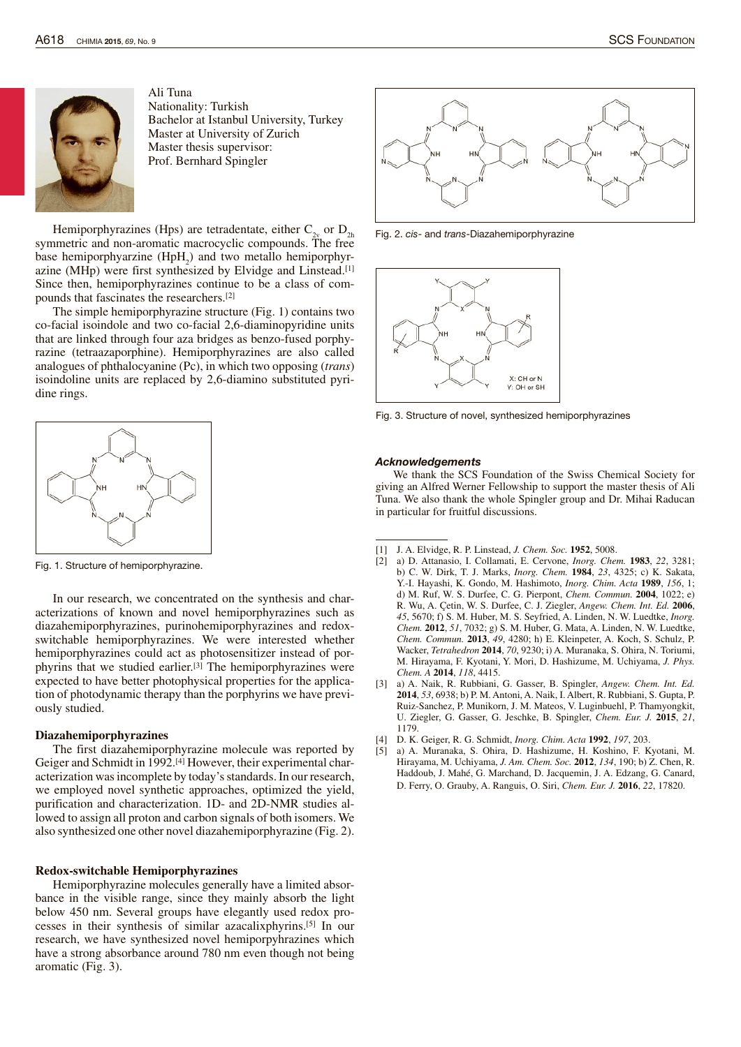Ali Tuna
Nationality: Turkish
Bachelor at Istanbul University, Turkey
Master at University of Zurich
Master thesis supervisor:
Prof. Bernhard Spingler

Hemiporphyrazines (Hps) are tetradentate, either $C_{2v}$ or $D_{2h}$ symmetric and non-aromatic macrocyclic compounds. The free base hemiporphyarzine ($HpH_2$) and two metallo hemiporphyrazine (MHp) were first synthesized by Elvidge and Linstead.[1] Since then, hemiporphyrazines continue to be a class of compounds that fascinates the researchers.[2]

The simple hemiporphyrazine structure (Fig. 1) contains two co-facial isoindole and two co-facial 2,6-diaminopyridine units that are linked through four aza bridges as benzo-fused porphyrazine (tetraazaporphine). Hemiporphyrazines are also called analogues of phthalocyanine (Pc), in which two opposing (*trans*) isoindoline units are replaced by 2,6-diamino substituted pyridine rings.

Fig. 1. Structure of hemiporphyrazine.

In our research, we concentrated on the synthesis and characterizations of known and novel hemiporphyrazines such as diazahemiporphyrazines, purinohemiporphyrazines and redox-switchable hemiporphyrazines. We were interested whether hemiporphyrazines could act as photosensitizer instead of porphyrins that we studied earlier.[3] The hemiporphyrazines were expected to have better photophysical properties for the application of photodynamic therapy than the porphyrins we have previously studied.

### Diazahemiporphyrazines

The first diazahemiporphyrazine molecule was reported by Geiger and Schmidt in 1992.[4] However, their experimental characterization was incomplete by today's standards. In our research, we employed novel synthetic approaches, optimized the yield, purification and characterization. 1D- and 2D-NMR studies allowed to assign all proton and carbon signals of both isomers. We also synthesized one other novel diazahemiporphyrazine (Fig. 2).

### Redox-switchable Hemiporphyrazines

Hemiporphyrazine molecules generally have a limited absorbance in the visible range, since they mainly absorb the light below 450 nm. Several groups have elegantly used redox processes in their synthesis of similar azacalixphyrins.[5] In our research, we have synthesized novel hemiporpyhrazines which have a strong absorbance around 780 nm even though not being aromatic (Fig. 3).

Fig. 2. *cis*- and *trans*-Diazahemiporphyrazine

X: CH or N
Y: OH or SH

Fig. 3. Structure of novel, synthesized hemiporphyrazines

### *Acknowledgements*

We thank the SCS Foundation of the Swiss Chemical Society for giving an Alfred Werner Fellowship to support the master thesis of Ali Tuna. We also thank the whole Spingler group and Dr. Mihai Raducan in particular for fruitful discussions.

---

[1] J. A. Elvidge, R. P. Linstead, *J. Chem. Soc.* **1952**, 5008.
[2] a) D. Attanasio, I. Collamati, E. Cervone, *Inorg. Chem.* **1983**, *22*, 3281; b) C. W. Dirk, T. J. Marks, *Inorg. Chem.* **1984**, *23*, 4325; c) K. Sakata, Y.-I. Hayashi, K. Gondo, M. Hashimoto, *Inorg. Chim. Acta* **1989**, *156*, 1; d) M. Ruf, W. S. Durfee, C. G. Pierpont, *Chem. Commun.* **2004**, 1022; e) R. Wu, A. Çetin, W. S. Durfee, C. J. Ziegler, *Angew. Chem. Int. Ed.* **2006**, *45*, 5670; f) S. M. Huber, M. S. Seyfried, A. Linden, N. W. Luedtke, *Inorg. Chem.* **2012**, *51*, 7032; g) S. M. Huber, G. Mata, A. Linden, N. W. Luedtke, *Chem. Commun.* **2013**, *49*, 4280; h) E. Kleinpeter, A. Koch, S. Schulz, P. Wacker, *Tetrahedron* **2014**, *70*, 9230; i) A. Muranaka, S. Ohira, N. Toriumi, M. Hirayama, F. Kyotani, Y. Mori, D. Hashizume, M. Uchiyama, *J. Phys. Chem. A* **2014**, *118*, 4415.
[3] a) A. Naik, R. Rubbiani, G. Gasser, B. Spingler, *Angew. Chem. Int. Ed.* **2014**, *53*, 6938; b) P. M. Antoni, A. Naik, I. Albert, R. Rubbiani, S. Gupta, P. Ruiz-Sanchez, P. Munikorn, J. M. Mateos, V. Luginbuehl, P. Thamyongkit, U. Ziegler, G. Gasser, G. Jeschke, B. Spingler, *Chem. Eur. J.* **2015**, *21*, 1179.
[4] D. K. Geiger, R. G. Schmidt, *Inorg. Chim. Acta* **1992**, *197*, 203.
[5] a) A. Muranaka, S. Ohira, D. Hashizume, H. Koshino, F. Kyotani, M. Hirayama, M. Uchiyama, *J. Am. Chem. Soc.* **2012**, *134*, 190; b) Z. Chen, R. Haddoub, J. Mahé, G. Marchand, D. Jacquemin, J. A. Edzang, G. Canard, D. Ferry, O. Grauby, A. Ranguis, O. Siri, *Chem. Eur. J.* **2016**, *22*, 17820.